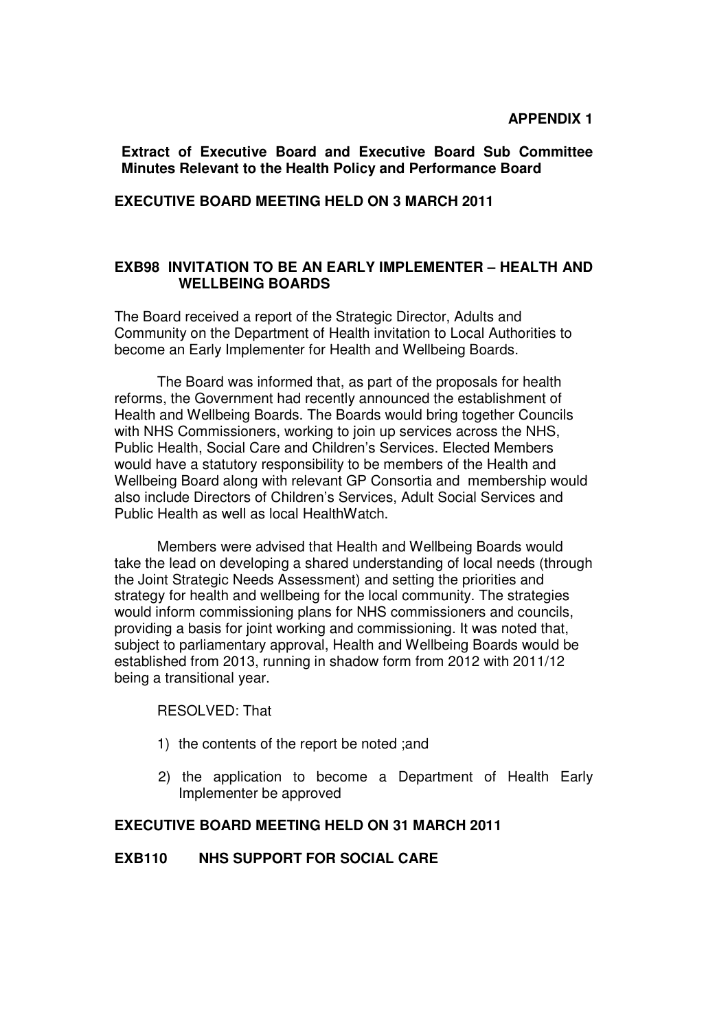**APPENDIX 1**

**Extract of Executive Board and Executive Board Sub Committee Minutes Relevant to the Health Policy and Performance Board**

**EXECUTIVE BOARD MEETING HELD ON 3 MARCH 2011**

**EXB98 INVITATION TO BE AN EARLY IMPLEMENTER – HEALTH AND WELLBEING BOARDS**

The Board received a report of the Strategic Director, Adults and Community on the Department of Health invitation to Local Authorities to become an Early Implementer for Health and Wellbeing Boards.

The Board was informed that, as part of the proposals for health reforms, the Government had recently announced the establishment of Health and Wellbeing Boards. The Boards would bring together Councils with NHS Commissioners, working to join up services across the NHS, Public Health, Social Care and Children's Services. Elected Members would have a statutory responsibility to be members of the Health and Wellbeing Board along with relevant GP Consortia and membership would also include Directors of Children's Services, Adult Social Services and Public Health as well as local HealthWatch.

Members were advised that Health and Wellbeing Boards would take the lead on developing a shared understanding of local needs (through the Joint Strategic Needs Assessment) and setting the priorities and strategy for health and wellbeing for the local community. The strategies would inform commissioning plans for NHS commissioners and councils, providing a basis for joint working and commissioning. It was noted that, subject to parliamentary approval, Health and Wellbeing Boards would be established from 2013, running in shadow form from 2012 with 2011/12 being a transitional year.

RESOLVED: That

1) the contents of the report be noted ;and

2) the application to become a Department of Health Early Implementer be approved

**EXECUTIVE BOARD MEETING HELD ON 31 MARCH 2011**

**EXB110 NHS SUPPORT FOR SOCIAL CARE**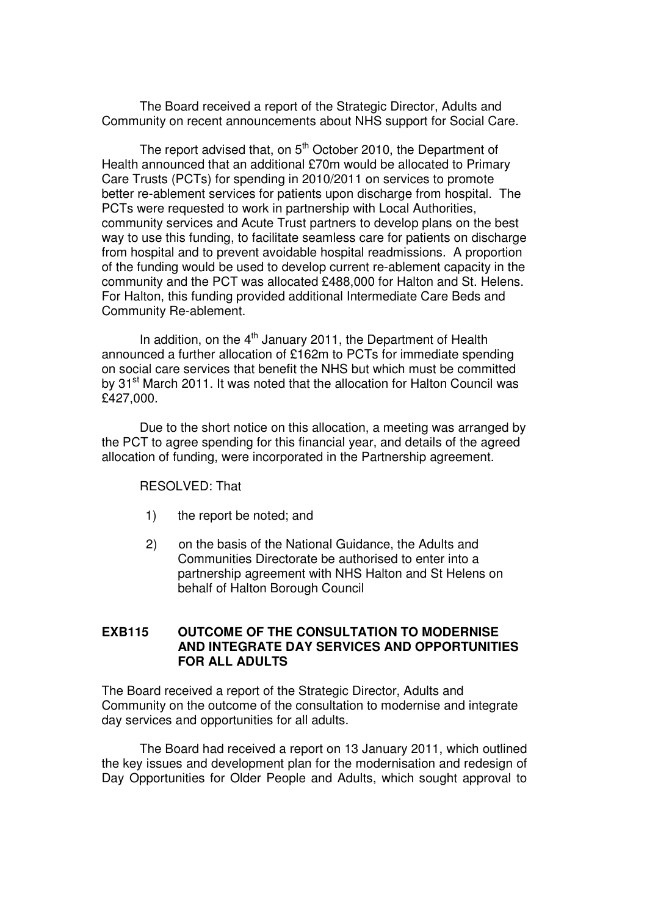The Board received a report of the Strategic Director, Adults and Community on recent announcements about NHS support for Social Care.

The report advised that, on 5th October 2010, the Department of Health announced that an additional £70m would be allocated to Primary Care Trusts (PCTs) for spending in 2010/2011 on services to promote better re-ablement services for patients upon discharge from hospital. The PCTs were requested to work in partnership with Local Authorities, community services and Acute Trust partners to develop plans on the best way to use this funding, to facilitate seamless care for patients on discharge from hospital and to prevent avoidable hospital readmissions. A proportion of the funding would be used to develop current re-ablement capacity in the community and the PCT was allocated £488,000 for Halton and St. Helens. For Halton, this funding provided additional Intermediate Care Beds and Community Re-ablement.

In addition, on the 4th January 2011, the Department of Health announced a further allocation of £162m to PCTs for immediate spending on social care services that benefit the NHS but which must be committed by 31st March 2011. It was noted that the allocation for Halton Council was £427,000.

Due to the short notice on this allocation, a meeting was arranged by the PCT to agree spending for this financial year, and details of the agreed allocation of funding, were incorporated in the Partnership agreement.

RESOLVED: That

1) the report be noted; and

2) on the basis of the National Guidance, the Adults and Communities Directorate be authorised to enter into a partnership agreement with NHS Halton and St Helens on behalf of Halton Borough Council

**EXB115 OUTCOME OF THE CONSULTATION TO MODERNISE AND INTEGRATE DAY SERVICES AND OPPORTUNITIES FOR ALL ADULTS**

The Board received a report of the Strategic Director, Adults and Community on the outcome of the consultation to modernise and integrate day services and opportunities for all adults.

The Board had received a report on 13 January 2011, which outlined the key issues and development plan for the modernisation and redesign of Day Opportunities for Older People and Adults, which sought approval to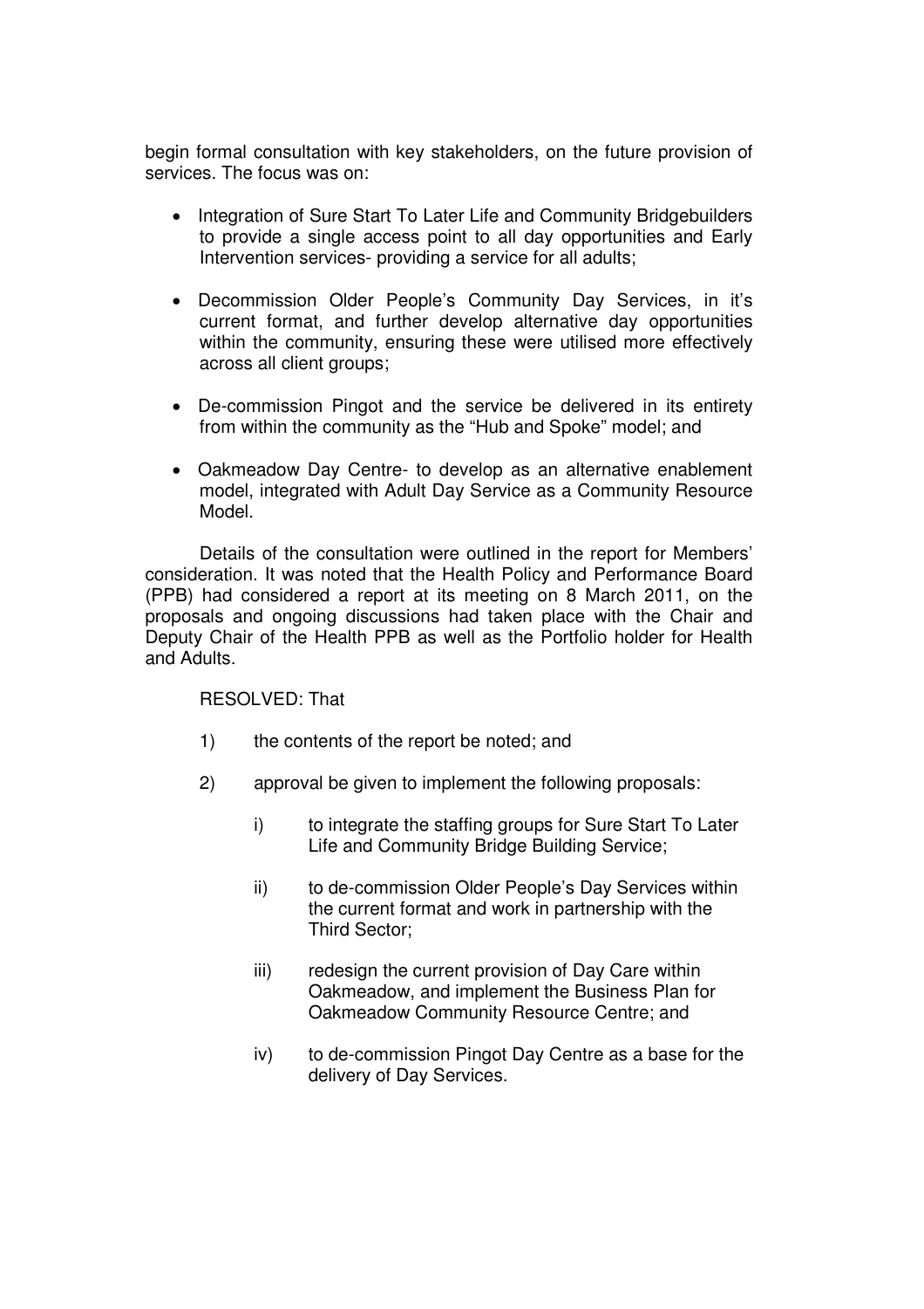begin formal consultation with key stakeholders, on the future provision of services. The focus was on:

- Integration of Sure Start To Later Life and Community Bridgebuilders to provide a single access point to all day opportunities and Early Intervention services- providing a service for all adults;
- Decommission Older People's Community Day Services, in it's current format, and further develop alternative day opportunities within the community, ensuring these were utilised more effectively across all client groups;
- De-commission Pingot and the service be delivered in its entirety from within the community as the "Hub and Spoke" model; and
- Oakmeadow Day Centre- to develop as an alternative enablement model, integrated with Adult Day Service as a Community Resource Model.

Details of the consultation were outlined in the report for Members' consideration. It was noted that the Health Policy and Performance Board (PPB) had considered a report at its meeting on 8 March 2011, on the proposals and ongoing discussions had taken place with the Chair and Deputy Chair of the Health PPB as well as the Portfolio holder for Health and Adults.

RESOLVED: That

1) the contents of the report be noted; and

2) approval be given to implement the following proposals:

   i) to integrate the staffing groups for Sure Start To Later Life and Community Bridge Building Service;

   ii) to de-commission Older People's Day Services within the current format and work in partnership with the Third Sector;

   iii) redesign the current provision of Day Care within Oakmeadow, and implement the Business Plan for Oakmeadow Community Resource Centre; and

   iv) to de-commission Pingot Day Centre as a base for the delivery of Day Services.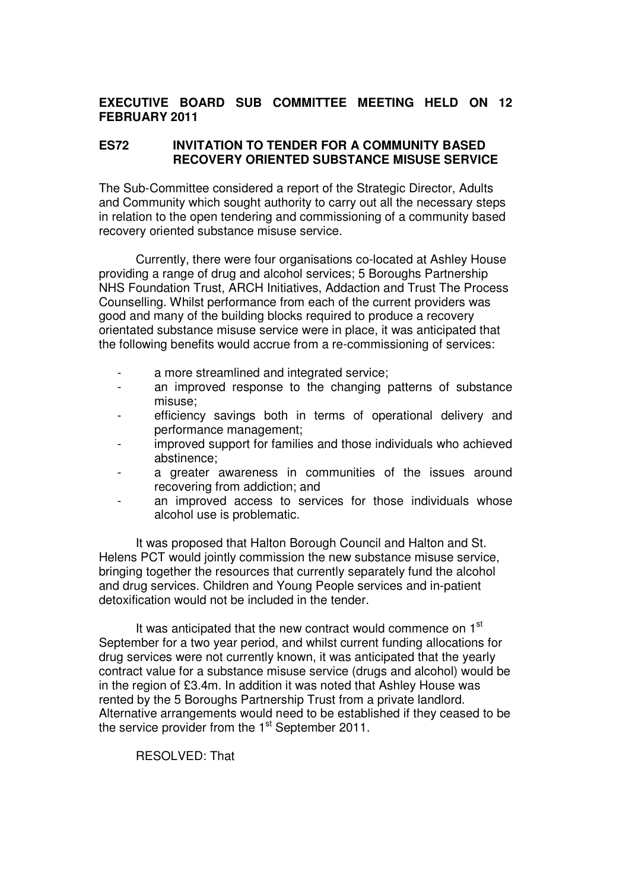**EXECUTIVE BOARD SUB COMMITTEE MEETING HELD ON 12 FEBRUARY 2011**

**ES72 INVITATION TO TENDER FOR A COMMUNITY BASED RECOVERY ORIENTED SUBSTANCE MISUSE SERVICE**

The Sub-Committee considered a report of the Strategic Director, Adults and Community which sought authority to carry out all the necessary steps in relation to the open tendering and commissioning of a community based recovery oriented substance misuse service.

Currently, there were four organisations co-located at Ashley House providing a range of drug and alcohol services; 5 Boroughs Partnership NHS Foundation Trust, ARCH Initiatives, Addaction and Trust The Process Counselling. Whilst performance from each of the current providers was good and many of the building blocks required to produce a recovery orientated substance misuse service were in place, it was anticipated that the following benefits would accrue from a re-commissioning of services:

- a more streamlined and integrated service;
- an improved response to the changing patterns of substance misuse;
- efficiency savings both in terms of operational delivery and performance management;
- improved support for families and those individuals who achieved abstinence;
- a greater awareness in communities of the issues around recovering from addiction; and
- an improved access to services for those individuals whose alcohol use is problematic.

It was proposed that Halton Borough Council and Halton and St. Helens PCT would jointly commission the new substance misuse service, bringing together the resources that currently separately fund the alcohol and drug services. Children and Young People services and in-patient detoxification would not be included in the tender.

It was anticipated that the new contract would commence on 1st September for a two year period, and whilst current funding allocations for drug services were not currently known, it was anticipated that the yearly contract value for a substance misuse service (drugs and alcohol) would be in the region of £3.4m. In addition it was noted that Ashley House was rented by the 5 Boroughs Partnership Trust from a private landlord. Alternative arrangements would need to be established if they ceased to be the service provider from the 1st September 2011.

RESOLVED: That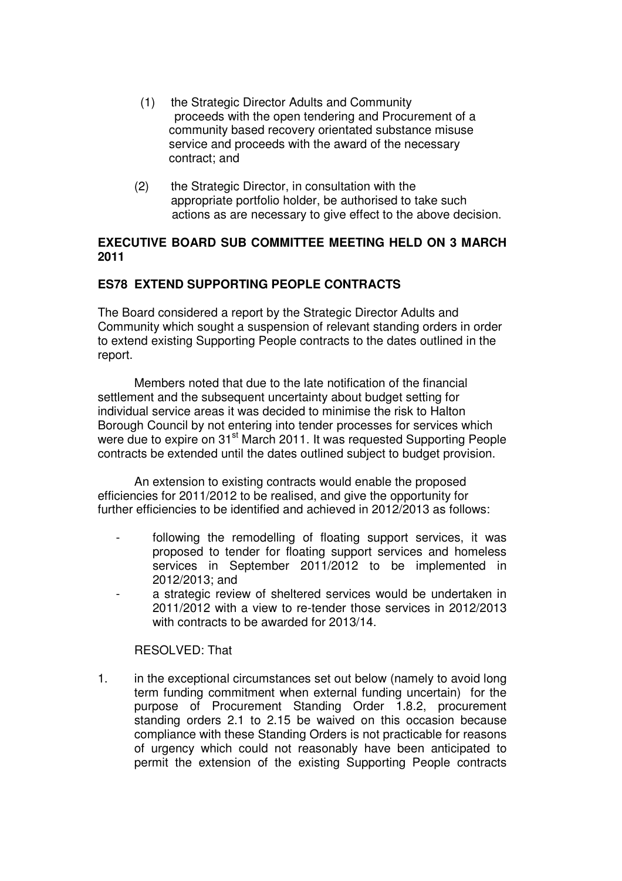(1) the Strategic Director Adults and Community proceeds with the open tendering and Procurement of a community based recovery orientated substance misuse service and proceeds with the award of the necessary contract; and

(2) the Strategic Director, in consultation with the appropriate portfolio holder, be authorised to take such actions as are necessary to give effect to the above decision.

**EXECUTIVE BOARD SUB COMMITTEE MEETING HELD ON 3 MARCH 2011**

**ES78 EXTEND SUPPORTING PEOPLE CONTRACTS**

The Board considered a report by the Strategic Director Adults and Community which sought a suspension of relevant standing orders in order to extend existing Supporting People contracts to the dates outlined in the report.

Members noted that due to the late notification of the financial settlement and the subsequent uncertainty about budget setting for individual service areas it was decided to minimise the risk to Halton Borough Council by not entering into tender processes for services which were due to expire on 31st March 2011. It was requested Supporting People contracts be extended until the dates outlined subject to budget provision.

An extension to existing contracts would enable the proposed efficiencies for 2011/2012 to be realised, and give the opportunity for further efficiencies to be identified and achieved in 2012/2013 as follows:

- following the remodelling of floating support services, it was proposed to tender for floating support services and homeless services in September 2011/2012 to be implemented in 2012/2013; and
- a strategic review of sheltered services would be undertaken in 2011/2012 with a view to re-tender those services in 2012/2013 with contracts to be awarded for 2013/14.

RESOLVED: That

1. in the exceptional circumstances set out below (namely to avoid long term funding commitment when external funding uncertain) for the purpose of Procurement Standing Order 1.8.2, procurement standing orders 2.1 to 2.15 be waived on this occasion because compliance with these Standing Orders is not practicable for reasons of urgency which could not reasonably have been anticipated to permit the extension of the existing Supporting People contracts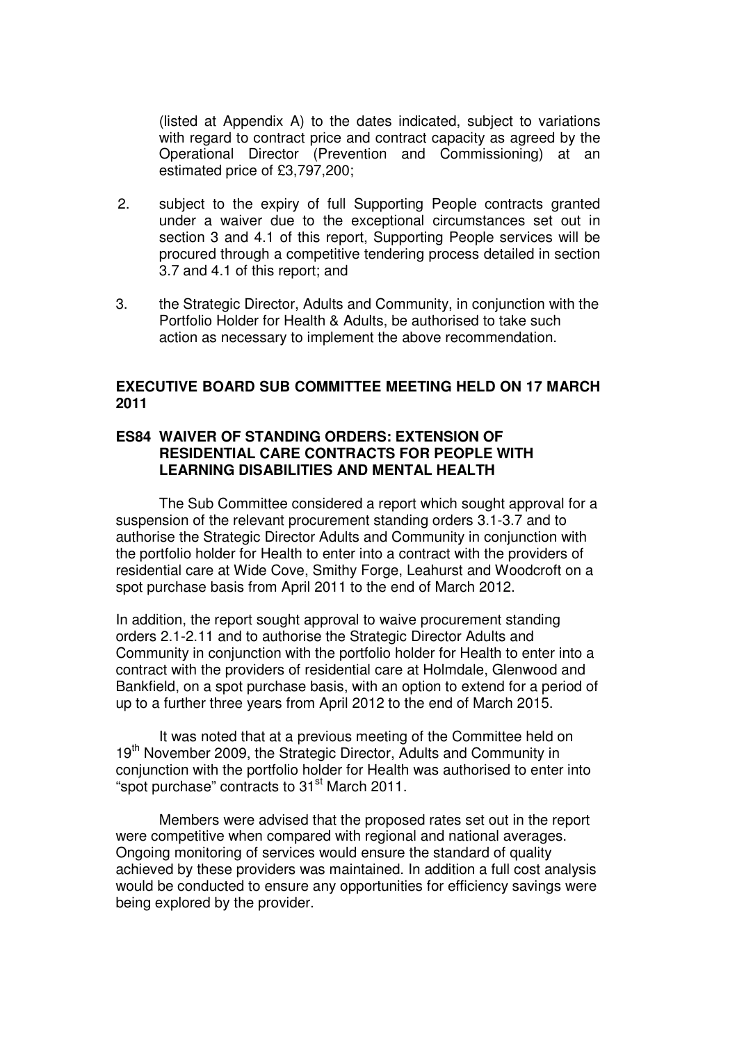(listed at Appendix A) to the dates indicated, subject to variations with regard to contract price and contract capacity as agreed by the Operational Director (Prevention and Commissioning) at an estimated price of £3,797,200;

2. subject to the expiry of full Supporting People contracts granted under a waiver due to the exceptional circumstances set out in section 3 and 4.1 of this report, Supporting People services will be procured through a competitive tendering process detailed in section 3.7 and 4.1 of this report; and

3. the Strategic Director, Adults and Community, in conjunction with the Portfolio Holder for Health & Adults, be authorised to take such action as necessary to implement the above recommendation.

## EXECUTIVE BOARD SUB COMMITTEE MEETING HELD ON 17 MARCH 2011

### ES84 WAIVER OF STANDING ORDERS: EXTENSION OF RESIDENTIAL CARE CONTRACTS FOR PEOPLE WITH LEARNING DISABILITIES AND MENTAL HEALTH

The Sub Committee considered a report which sought approval for a suspension of the relevant procurement standing orders 3.1-3.7 and to authorise the Strategic Director Adults and Community in conjunction with the portfolio holder for Health to enter into a contract with the providers of residential care at Wide Cove, Smithy Forge, Leahurst and Woodcroft on a spot purchase basis from April 2011 to the end of March 2012.

In addition, the report sought approval to waive procurement standing orders 2.1-2.11 and to authorise the Strategic Director Adults and Community in conjunction with the portfolio holder for Health to enter into a contract with the providers of residential care at Holmdale, Glenwood and Bankfield, on a spot purchase basis, with an option to extend for a period of up to a further three years from April 2012 to the end of March 2015.

It was noted that at a previous meeting of the Committee held on 19th November 2009, the Strategic Director, Adults and Community in conjunction with the portfolio holder for Health was authorised to enter into "spot purchase" contracts to 31st March 2011.

Members were advised that the proposed rates set out in the report were competitive when compared with regional and national averages. Ongoing monitoring of services would ensure the standard of quality achieved by these providers was maintained. In addition a full cost analysis would be conducted to ensure any opportunities for efficiency savings were being explored by the provider.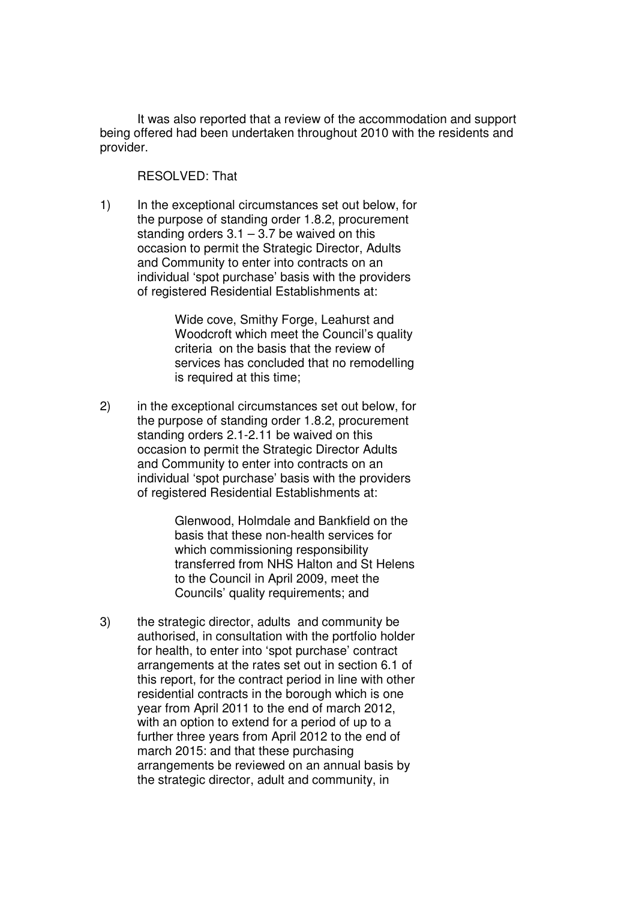It was also reported that a review of the accommodation and support being offered had been undertaken throughout 2010 with the residents and provider.

RESOLVED: That

1) In the exceptional circumstances set out below, for the purpose of standing order 1.8.2, procurement standing orders 3.1 – 3.7 be waived on this occasion to permit the Strategic Director, Adults and Community to enter into contracts on an individual 'spot purchase' basis with the providers of registered Residential Establishments at:

   Wide cove, Smithy Forge, Leahurst and Woodcroft which meet the Council's quality criteria on the basis that the review of services has concluded that no remodelling is required at this time;

2) in the exceptional circumstances set out below, for the purpose of standing order 1.8.2, procurement standing orders 2.1-2.11 be waived on this occasion to permit the Strategic Director Adults and Community to enter into contracts on an individual 'spot purchase' basis with the providers of registered Residential Establishments at:

   Glenwood, Holmdale and Bankfield on the basis that these non-health services for which commissioning responsibility transferred from NHS Halton and St Helens to the Council in April 2009, meet the Councils' quality requirements; and

3) the strategic director, adults and community be authorised, in consultation with the portfolio holder for health, to enter into 'spot purchase' contract arrangements at the rates set out in section 6.1 of this report, for the contract period in line with other residential contracts in the borough which is one year from April 2011 to the end of march 2012, with an option to extend for a period of up to a further three years from April 2012 to the end of march 2015: and that these purchasing arrangements be reviewed on an annual basis by the strategic director, adult and community, in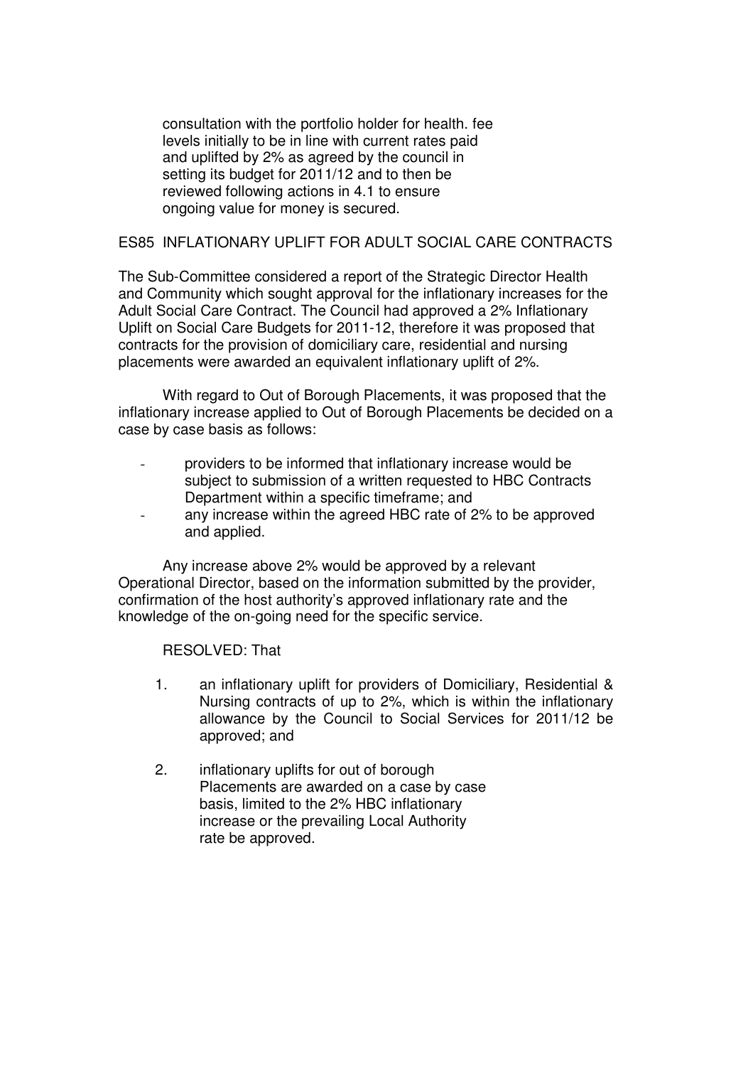consultation with the portfolio holder for health. fee levels initially to be in line with current rates paid and uplifted by 2% as agreed by the council in setting its budget for 2011/12 and to then be reviewed following actions in 4.1 to ensure ongoing value for money is secured.

ES85 INFLATIONARY UPLIFT FOR ADULT SOCIAL CARE CONTRACTS

The Sub-Committee considered a report of the Strategic Director Health and Community which sought approval for the inflationary increases for the Adult Social Care Contract. The Council had approved a 2% Inflationary Uplift on Social Care Budgets for 2011-12, therefore it was proposed that contracts for the provision of domiciliary care, residential and nursing placements were awarded an equivalent inflationary uplift of 2%.

With regard to Out of Borough Placements, it was proposed that the inflationary increase applied to Out of Borough Placements be decided on a case by case basis as follows:

- providers to be informed that inflationary increase would be subject to submission of a written requested to HBC Contracts Department within a specific timeframe; and
- any increase within the agreed HBC rate of 2% to be approved and applied.

Any increase above 2% would be approved by a relevant Operational Director, based on the information submitted by the provider, confirmation of the host authority's approved inflationary rate and the knowledge of the on-going need for the specific service.

RESOLVED: That

1. an inflationary uplift for providers of Domiciliary, Residential & Nursing contracts of up to 2%, which is within the inflationary allowance by the Council to Social Services for 2011/12 be approved; and

2. inflationary uplifts for out of borough Placements are awarded on a case by case basis, limited to the 2% HBC inflationary increase or the prevailing Local Authority rate be approved.